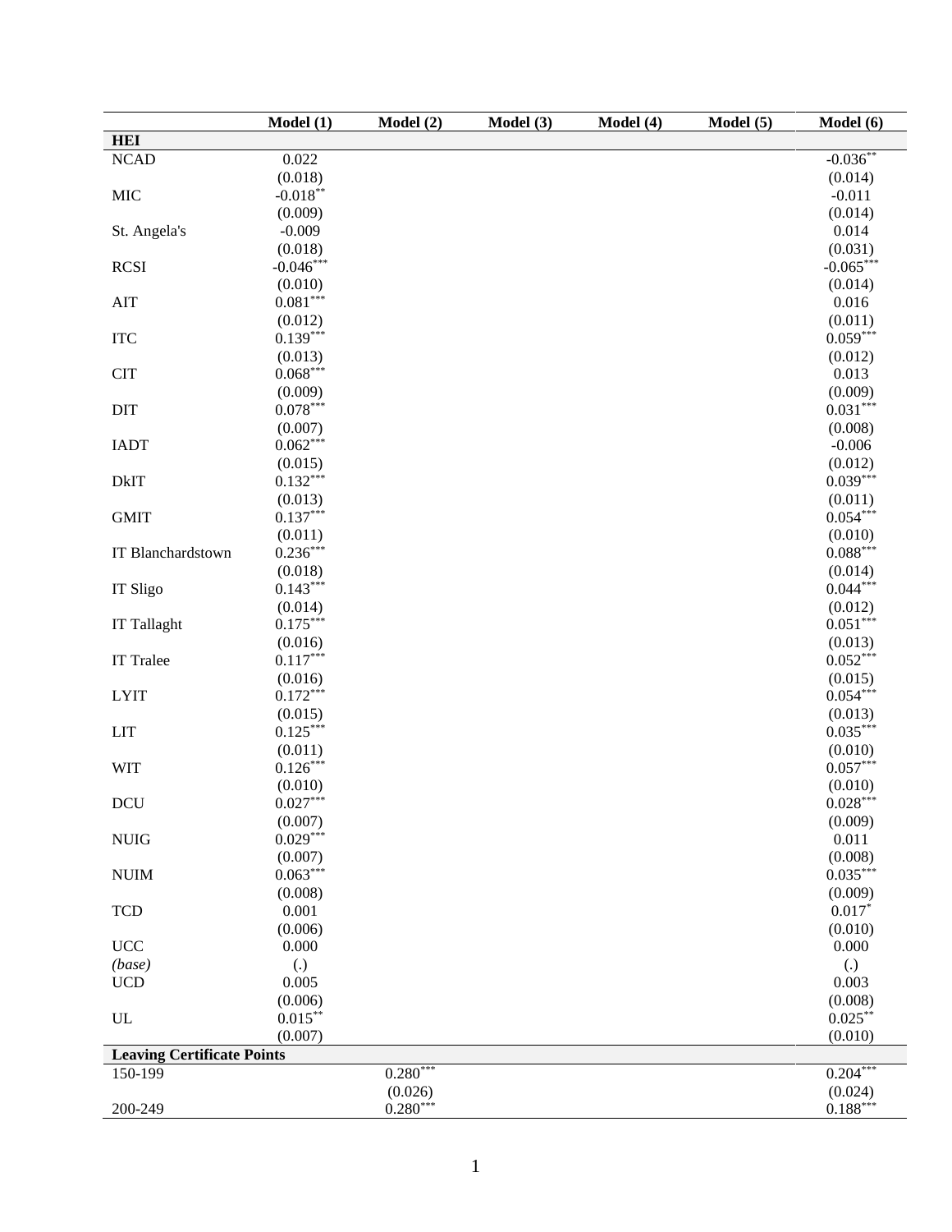| | Model (1) | Model (2) | Model (3) | Model (4) | Model (5) | Model (6) |
|---|---|---|---|---|---|---|
| **HEI** | | | | | | |
| NCAD | 0.022 | | | | | -0.036** |
| | (0.018) | | | | | (0.014) |
| MIC | -0.018** | | | | | -0.011 |
| | (0.009) | | | | | (0.014) |
| St. Angela's | -0.009 | | | | | 0.014 |
| | (0.018) | | | | | (0.031) |
| RCSI | -0.046*** | | | | | -0.065*** |
| | (0.010) | | | | | (0.014) |
| AIT | 0.081*** | | | | | 0.016 |
| | (0.012) | | | | | (0.011) |
| ITC | 0.139*** | | | | | 0.059*** |
| | (0.013) | | | | | (0.012) |
| CIT | 0.068*** | | | | | 0.013 |
| | (0.009) | | | | | (0.009) |
| DIT | 0.078*** | | | | | 0.031*** |
| | (0.007) | | | | | (0.008) |
| IADT | 0.062*** | | | | | -0.006 |
| | (0.015) | | | | | (0.012) |
| DkIT | 0.132*** | | | | | 0.039*** |
| | (0.013) | | | | | (0.011) |
| GMIT | 0.137*** | | | | | 0.054*** |
| | (0.011) | | | | | (0.010) |
| IT Blanchardstown | 0.236*** | | | | | 0.088*** |
| | (0.018) | | | | | (0.014) |
| IT Sligo | 0.143*** | | | | | 0.044*** |
| | (0.014) | | | | | (0.012) |
| IT Tallaght | 0.175*** | | | | | 0.051*** |
| | (0.016) | | | | | (0.013) |
| IT Tralee | 0.117*** | | | | | 0.052*** |
| | (0.016) | | | | | (0.015) |
| LYIT | 0.172*** | | | | | 0.054*** |
| | (0.015) | | | | | (0.013) |
| LIT | 0.125*** | | | | | 0.035*** |
| | (0.011) | | | | | (0.010) |
| WIT | 0.126*** | | | | | 0.057*** |
| | (0.010) | | | | | (0.010) |
| DCU | 0.027*** | | | | | 0.028*** |
| | (0.007) | | | | | (0.009) |
| NUIG | 0.029*** | | | | | 0.011 |
| | (0.007) | | | | | (0.008) |
| NUIM | 0.063*** | | | | | 0.035*** |
| | (0.008) | | | | | (0.009) |
| TCD | 0.001 | | | | | 0.017* |
| | (0.006) | | | | | (0.010) |
| UCC | 0.000 | | | | | 0.000 |
| *(base)* | (.) | | | | | (.) |
| UCD | 0.005 | | | | | 0.003 |
| | (0.006) | | | | | (0.008) |
| UL | 0.015** | | | | | 0.025** |
| | (0.007) | | | | | (0.010) |
| **Leaving Certificate Points** | | | | | | |
| 150-199 | | 0.280*** | | | | 0.204*** |
| | | (0.026) | | | | (0.024) |
| 200-249 | | 0.280*** | | | | 0.188*** |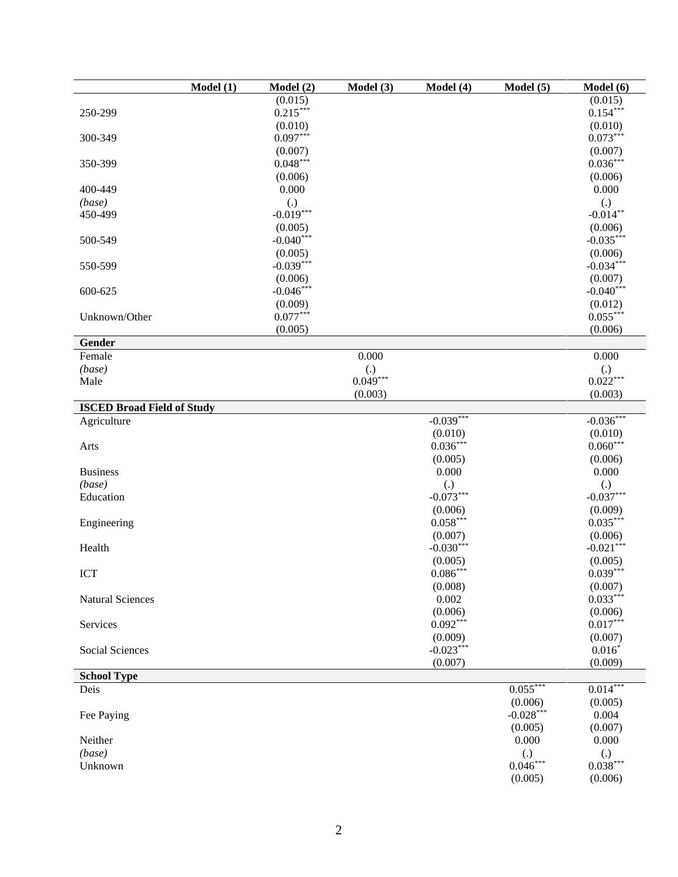| | Model (1) | Model (2) | Model (3) | Model (4) | Model (5) | Model (6) |
|---|---|---|---|---|---|---|
| | | (0.015) | | | | (0.015) |
| 250-299 | | 0.215*** | | | | 0.154*** |
| | | (0.010) | | | | (0.010) |
| 300-349 | | 0.097*** | | | | 0.073*** |
| | | (0.007) | | | | (0.007) |
| 350-399 | | 0.048*** | | | | 0.036*** |
| | | (0.006) | | | | (0.006) |
| 400-449 | | 0.000 | | | | 0.000 |
| *(base)* | | (.) | | | | (.) |
| 450-499 | | -0.019*** | | | | -0.014** |
| | | (0.005) | | | | (0.006) |
| 500-549 | | -0.040*** | | | | -0.035*** |
| | | (0.005) | | | | (0.006) |
| 550-599 | | -0.039*** | | | | -0.034*** |
| | | (0.006) | | | | (0.007) |
| 600-625 | | -0.046*** | | | | -0.040*** |
| | | (0.009) | | | | (0.012) |
| Unknown/Other | | 0.077*** | | | | 0.055*** |
| | | (0.005) | | | | (0.006) |
| **Gender** | | | | | | |
| Female | | | 0.000 | | | 0.000 |
| *(base)* | | | (.) | | | (.) |
| Male | | | 0.049*** | | | 0.022*** |
| | | | (0.003) | | | (0.003) |
| **ISCED Broad Field of Study** | | | | | | |
| Agriculture | | | | -0.039*** | | -0.036*** |
| | | | | (0.010) | | (0.010) |
| Arts | | | | 0.036*** | | 0.060*** |
| | | | | (0.005) | | (0.006) |
| Business | | | | 0.000 | | 0.000 |
| *(base)* | | | | (.) | | (.) |
| Education | | | | -0.073*** | | -0.037*** |
| | | | | (0.006) | | (0.009) |
| Engineering | | | | 0.058*** | | 0.035*** |
| | | | | (0.007) | | (0.006) |
| Health | | | | -0.030*** | | -0.021*** |
| | | | | (0.005) | | (0.005) |
| ICT | | | | 0.086*** | | 0.039*** |
| | | | | (0.008) | | (0.007) |
| Natural Sciences | | | | 0.002 | | 0.033*** |
| | | | | (0.006) | | (0.006) |
| Services | | | | 0.092*** | | 0.017*** |
| | | | | (0.009) | | (0.007) |
| Social Sciences | | | | -0.023*** | | 0.016* |
| | | | | (0.007) | | (0.009) |
| **School Type** | | | | | | |
| Deis | | | | | 0.055*** | 0.014*** |
| | | | | | (0.006) | (0.005) |
| Fee Paying | | | | | -0.028*** | 0.004 |
| | | | | | (0.005) | (0.007) |
| Neither | | | | | 0.000 | 0.000 |
| *(base)* | | | | | (.) | (.) |
| Unknown | | | | | 0.046*** | 0.038*** |
| | | | | | (0.005) | (0.006) |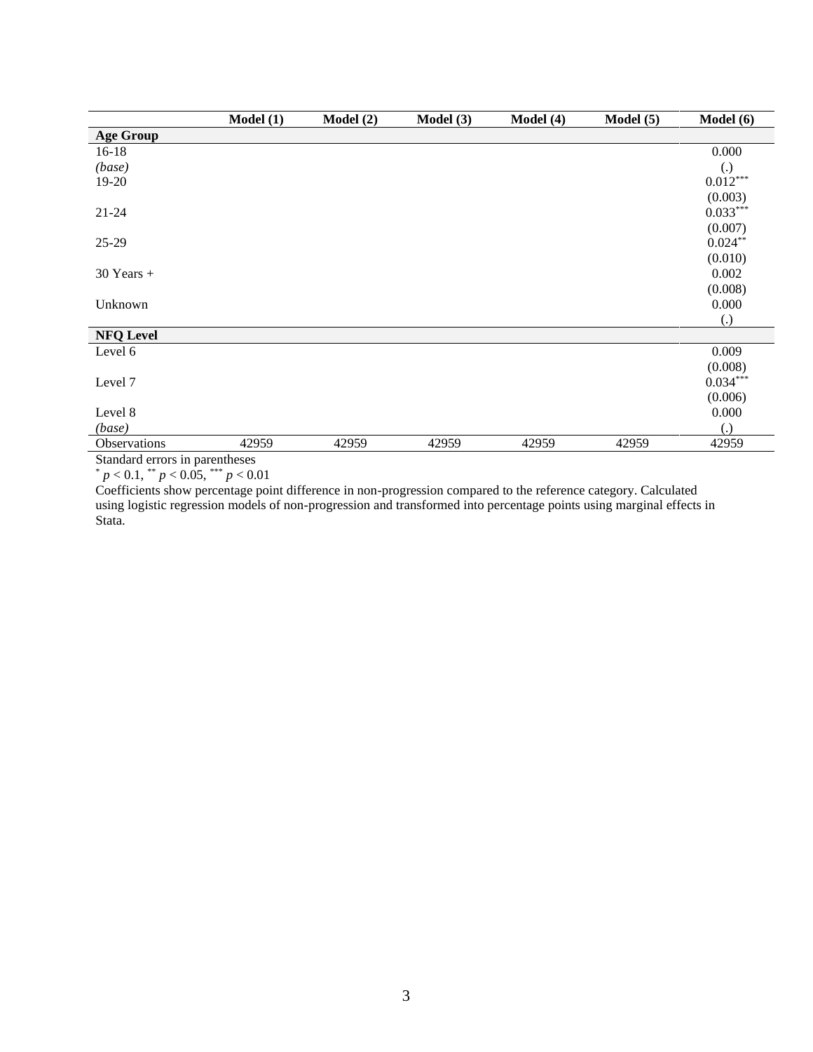| | Model (1) | Model (2) | Model (3) | Model (4) | Model (5) | Model (6) |
|---|---|---|---|---|---|---|
| **Age Group** | | | | | | |
| 16-18 | | | | | | 0.000 |
| *(base)* | | | | | | (.) |
| 19-20 | | | | | | 0.012*** |
| | | | | | | (0.003) |
| 21-24 | | | | | | 0.033*** |
| | | | | | | (0.007) |
| 25-29 | | | | | | 0.024** |
| | | | | | | (0.010) |
| 30 Years + | | | | | | 0.002 |
| | | | | | | (0.008) |
| Unknown | | | | | | 0.000 |
| | | | | | | (.) |
| **NFQ Level** | | | | | | |
| Level 6 | | | | | | 0.009 |
| | | | | | | (0.008) |
| Level 7 | | | | | | 0.034*** |
| | | | | | | (0.006) |
| Level 8 | | | | | | 0.000 |
| *(base)* | | | | | | (.) |
| Observations | 42959 | 42959 | 42959 | 42959 | 42959 | 42959 |

Standard errors in parentheses

* $p < 0.1$, ** $p < 0.05$, *** $p < 0.01$

Coefficients show percentage point difference in non-progression compared to the reference category. Calculated using logistic regression models of non-progression and transformed into percentage points using marginal effects in Stata.